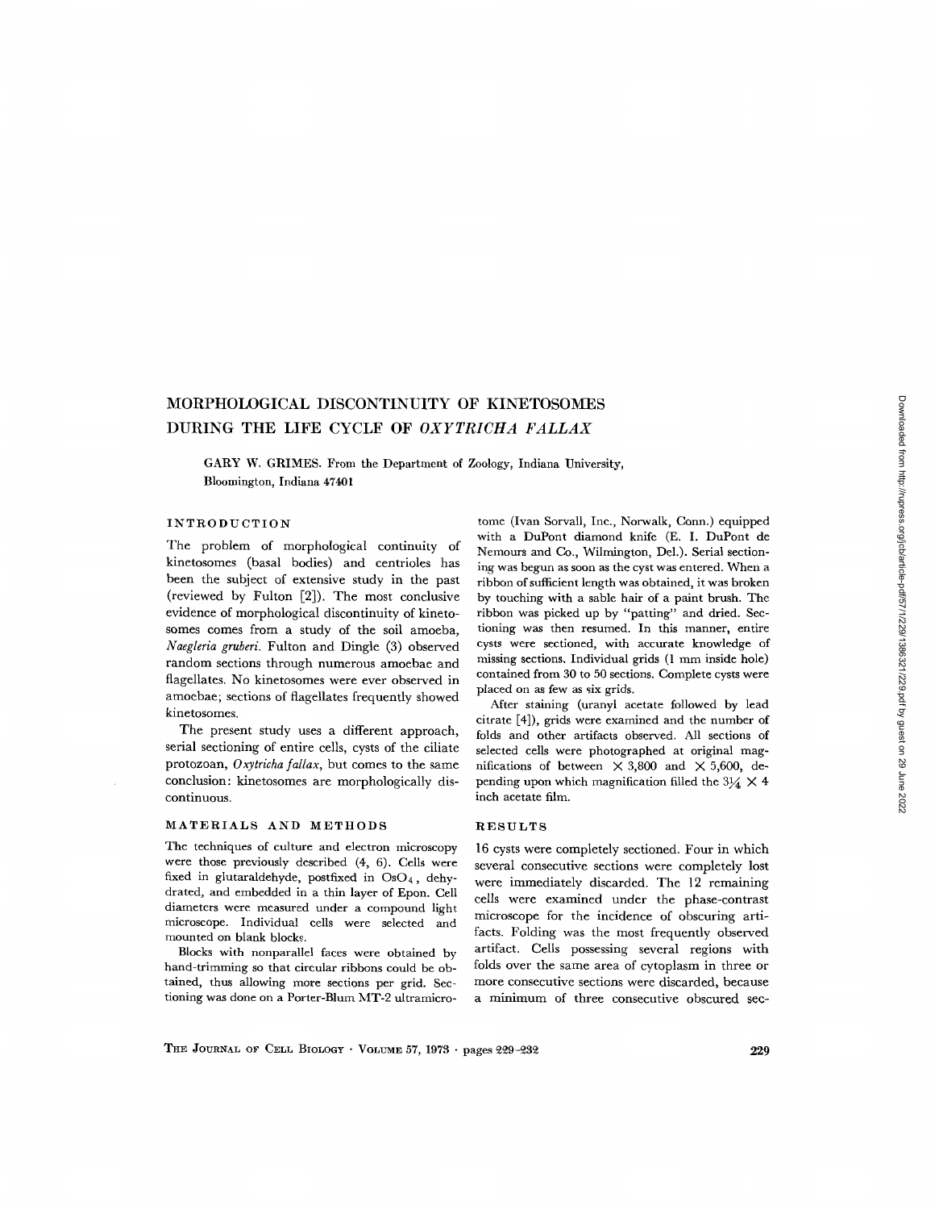# MORPHOLOGICAL DISCONTINUITY OF KINETOSOMES DURING THE LIFE CYCLE OF *OXYTRICHA FALLAX*

GARY W. GRIMES. From the Department of Zoology, Indiana University, Bloomington, Indiana 47401

## INTRODUCTION

The problem of morphological continuity of kinetosomes (basal bodies) and centrioles has been the subject of extensive study in the past (reviewed by Fulton [2]). The most conclusive evidence of morphological discontinuity of kinetosomes comes from a study of the soil amoeba, *Naegleria gruberi*. Fulton and Dingle (3) observed random sections through numerous amoebae and flagellates. No kinetosomes were ever observed in amoebae; sections of flagellates frequently showed kinetosomes.

The present study uses a different approach, serial sectioning of entire cells, cysts of the ciliate protozoan, *Oxytricha fallax*, but comes to the same conclusion: kinetosomes are morphologically discontinuous.

## MATERIALS AND METHODS

The techniques of culture and electron microscopy were those previously described (4, 6). Cells were fixed in glutaraldehyde, postfixed in $OsO_4$, dehydrated, and embedded in a thin layer of Epon. Cell diameters were measured under a compound light microscope. Individual cells were selected and mounted on blank blocks.

Blocks with nonparallel faces were obtained by hand-trimming so that circular ribbons could be obtained, thus allowing more sections per grid. Sectioning was done on a Porter-Blum MT-2 ultramicrotome (Ivan Sorvall, Inc., Norwalk, Conn.) equipped with a DuPont diamond knife (E. I. DuPont de Nemours and Co., Wilmington, Del.). Serial sectioning was begun as soon as the cyst was entered. When a ribbon of sufficient length was obtained, it was broken by touching with a sable hair of a paint brush. The ribbon was picked up by "patting" and dried. Sectioning was then resumed. In this manner, entire cysts were sectioned, with accurate knowledge of missing sections. Individual grids (1 mm inside hole) contained from 30 to 50 sections. Complete cysts were placed on as few as six grids.

After staining (uranyl acetate followed by lead citrate [4]), grids were examined and the number of folds and other artifacts observed. All sections of selected cells were photographed at original magnifications of between $\times$ 3,800 and $\times$ 5,600, depending upon which magnification filled the 3¼ $\times$ 4 inch acetate film.

## RESULTS

16 cysts were completely sectioned. Four in which several consecutive sections were completely lost were immediately discarded. The 12 remaining cells were examined under the phase-contrast microscope for the incidence of obscuring artifacts. Folding was the most frequently observed artifact. Cells possessing several regions with folds over the same area of cytoplasm in three or more consecutive sections were discarded, because a minimum of three consecutive obscured sec-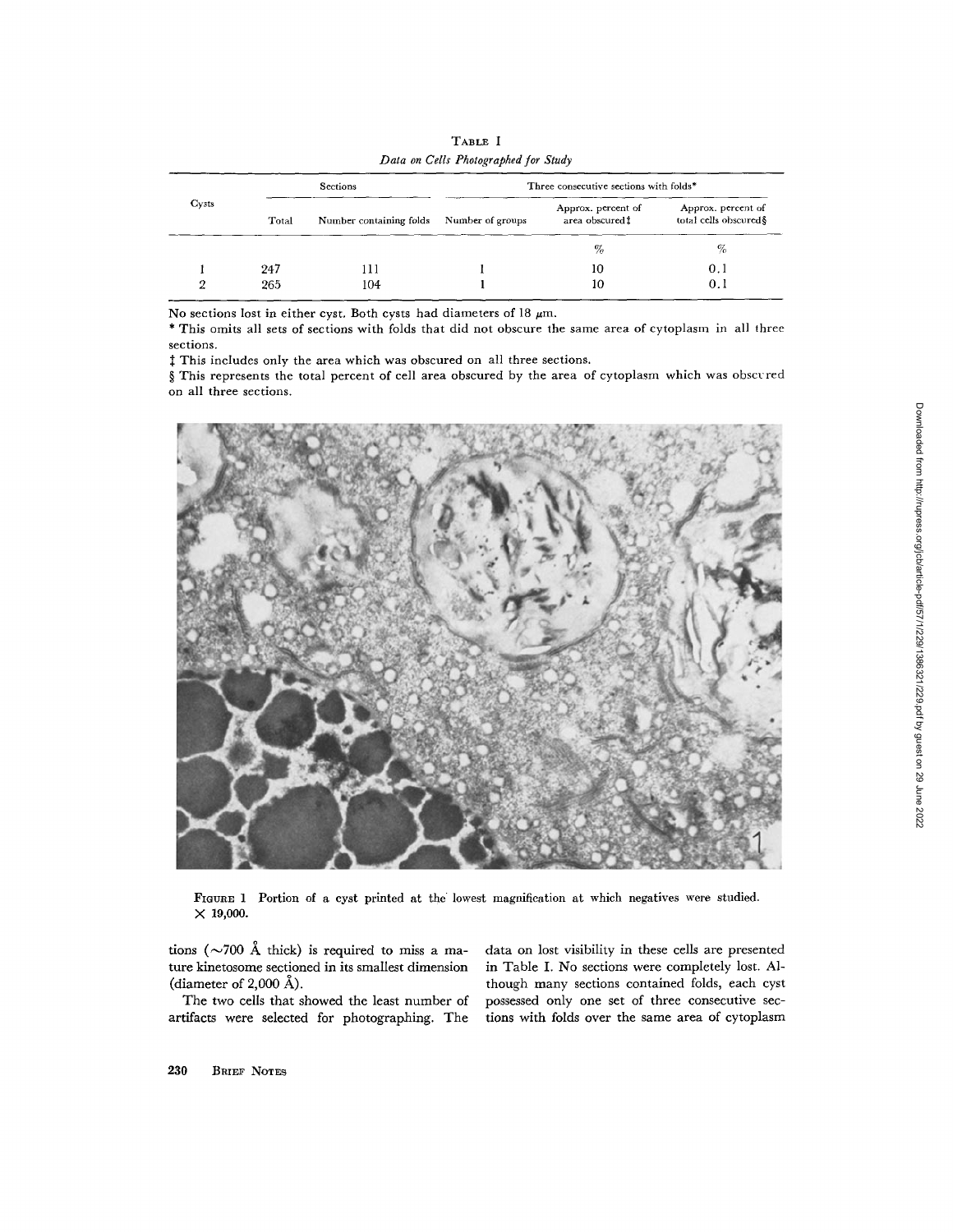TABLE I

*Data on Cells Photographed for Study*

| Cysts | Sections | | Three consecutive sections with folds* | | |
|---|---|---|---|---|---|
| | Total | Number containing folds | Number of groups | Approx. percent of area obscured‡ | Approx. percent of total cells obscured§ |
| | | | | % | % |
| 1 | 247 | 111 | 1 | 10 | 0.1 |
| 2 | 265 | 104 | 1 | 10 | 0.1 |

No sections lost in either cyst. Both cysts had diameters of 18 $\mu$m.

\* This omits all sets of sections with folds that did not obscure the same area of cytoplasm in all three sections.

‡ This includes only the area which was obscured on all three sections.

§ This represents the total percent of cell area obscured by the area of cytoplasm which was obscured on all three sections.

FIGURE 1 Portion of a cyst printed at the lowest magnification at which negatives were studied. $\times$ 19,000.

tions ($\sim$700 Å thick) is required to miss a mature kinetosome sectioned in its smallest dimension (diameter of 2,000 Å).

The two cells that showed the least number of artifacts were selected for photographing. The data on lost visibility in these cells are presented in Table I. No sections were completely lost. Although many sections contained folds, each cyst possessed only one set of three consecutive sections with folds over the same area of cytoplasm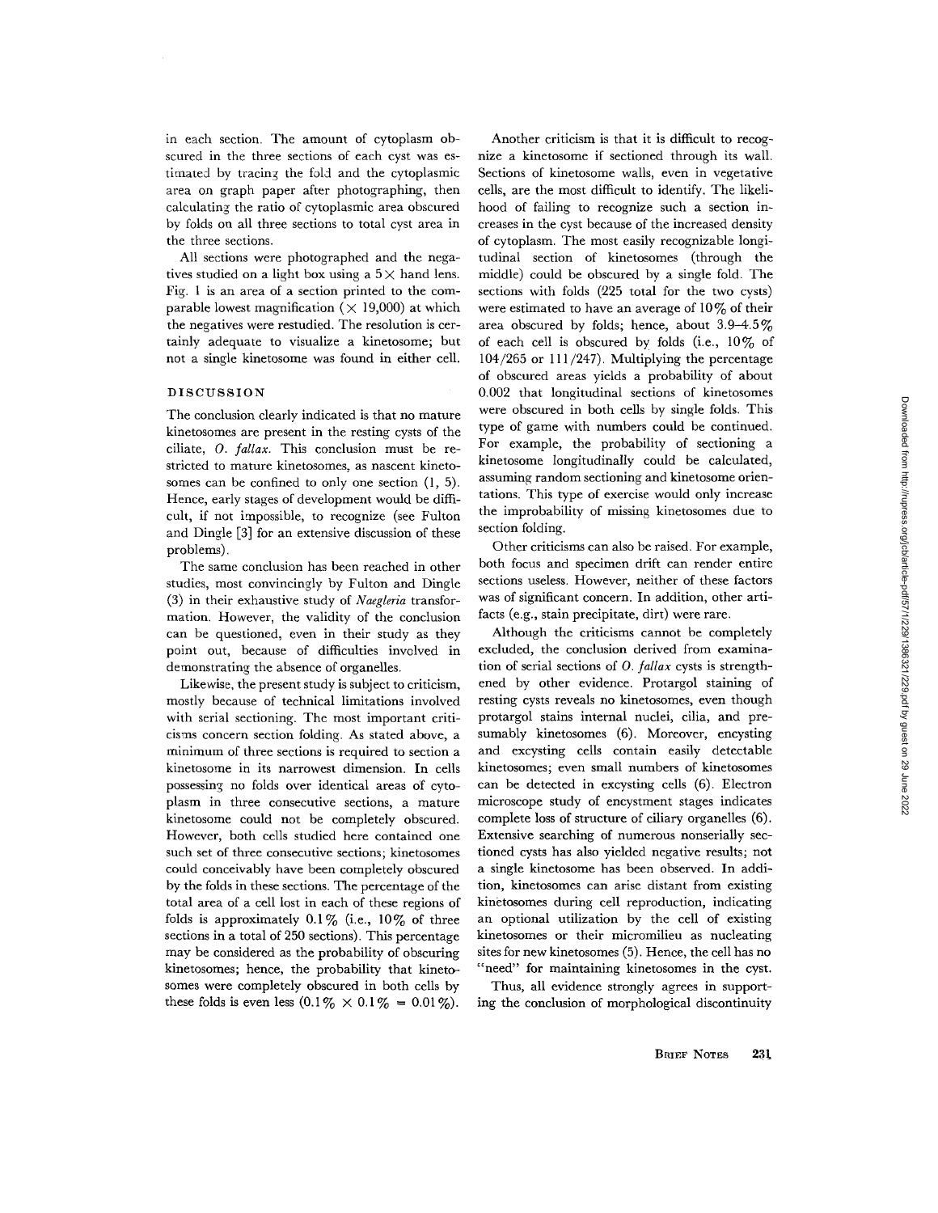in each section. The amount of cytoplasm obscured in the three sections of each cyst was estimated by tracing the fold and the cytoplasmic area on graph paper after photographing, then calculating the ratio of cytoplasmic area obscured by folds on all three sections to total cyst area in the three sections.

All sections were photographed and the negatives studied on a light box using a 5× hand lens. Fig. 1 is an area of a section printed to the comparable lowest magnification (× 19,000) at which the negatives were restudied. The resolution is certainly adequate to visualize a kinetosome; but not a single kinetosome was found in either cell.

## DISCUSSION

The conclusion clearly indicated is that no mature kinetosomes are present in the resting cysts of the ciliate, *O. fallax*. This conclusion must be restricted to mature kinetosomes, as nascent kinetosomes can be confined to only one section (1, 5). Hence, early stages of development would be difficult, if not impossible, to recognize (see Fulton and Dingle [3] for an extensive discussion of these problems).

The same conclusion has been reached in other studies, most convincingly by Fulton and Dingle (3) in their exhaustive study of *Naegleria* transformation. However, the validity of the conclusion can be questioned, even in their study as they point out, because of difficulties involved in demonstrating the absence of organelles.

Likewise, the present study is subject to criticism, mostly because of technical limitations involved with serial sectioning. The most important criticisms concern section folding. As stated above, a minimum of three sections is required to section a kinetosome in its narrowest dimension. In cells possessing no folds over identical areas of cytoplasm in three consecutive sections, a mature kinetosome could not be completely obscured. However, both cells studied here contained one such set of three consecutive sections; kinetosomes could conceivably have been completely obscured by the folds in these sections. The percentage of the total area of a cell lost in each of these regions of folds is approximately 0.1% (i.e., 10% of three sections in a total of 250 sections). This percentage may be considered as the probability of obscuring kinetosomes; hence, the probability that kinetosomes were completely obscured in both cells by these folds is even less ($0.1\% \times 0.1\% = 0.01\%$).

Another criticism is that it is difficult to recognize a kinetosome if sectioned through its wall. Sections of kinetosome walls, even in vegetative cells, are the most difficult to identify. The likelihood of failing to recognize such a section increases in the cyst because of the increased density of cytoplasm. The most easily recognizable longitudinal section of kinetosomes (through the middle) could be obscured by a single fold. The sections with folds (225 total for the two cysts) were estimated to have an average of 10% of their area obscured by folds; hence, about 3.9–4.5% of each cell is obscured by folds (i.e., 10% of 104/265 or 111/247). Multiplying the percentage of obscured areas yields a probability of about 0.002 that longitudinal sections of kinetosomes were obscured in both cells by single folds. This type of game with numbers could be continued. For example, the probability of sectioning a kinetosome longitudinally could be calculated, assuming random sectioning and kinetosome orientations. This type of exercise would only increase the improbability of missing kinetosomes due to section folding.

Other criticisms can also be raised. For example, both focus and specimen drift can render entire sections useless. However, neither of these factors was of significant concern. In addition, other artifacts (e.g., stain precipitate, dirt) were rare.

Although the criticisms cannot be completely excluded, the conclusion derived from examination of serial sections of *O. fallax* cysts is strengthened by other evidence. Protargol staining of resting cysts reveals no kinetosomes, even though protargol stains internal nuclei, cilia, and presumably kinetosomes (6). Moreover, encysting and excysting cells contain easily detectable kinetosomes; even small numbers of kinetosomes can be detected in excysting cells (6). Electron microscope study of encystment stages indicates complete loss of structure of ciliary organelles (6). Extensive searching of numerous nonserially sectioned cysts has also yielded negative results; not a single kinetosome has been observed. In addition, kinetosomes can arise distant from existing kinetosomes during cell reproduction, indicating an optional utilization by the cell of existing kinetosomes or their micromilieu as nucleating sites for new kinetosomes (5). Hence, the cell has no "need" for maintaining kinetosomes in the cyst.

Thus, all evidence strongly agrees in supporting the conclusion of morphological discontinuity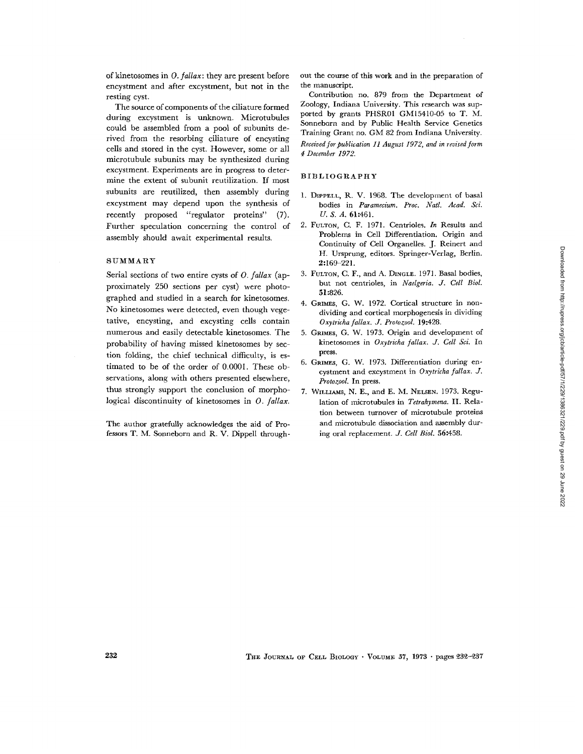of kinetosomes in *O. fallax*: they are present before encystment and after excystment, but not in the resting cyst.

The source of components of the ciliature formed during excystment is unknown. Microtubules could be assembled from a pool of subunits derived from the resorbing ciliature of encysting cells and stored in the cyst. However, some or all microtubule subunits may be synthesized during excystment. Experiments are in progress to determine the extent of subunit reutilization. If most subunits are reutilized, then assembly during excystment may depend upon the synthesis of recently proposed "regulator proteins" (7). Further speculation concerning the control of assembly should await experimental results.

## SUMMARY

Serial sections of two entire cysts of *O. fallax* (approximately 250 sections per cyst) were photographed and studied in a search for kinetosomes. No kinetosomes were detected, even though vegetative, encysting, and excysting cells contain numerous and easily detectable kinetosomes. The probability of having missed kinetosomes by section folding, the chief technical difficulty, is estimated to be of the order of 0.0001. These observations, along with others presented elsewhere, thus strongly support the conclusion of morphological discontinuity of kinetosomes in *O. fallax*.

The author gratefully acknowledges the aid of Professors T. M. Sonneborn and R. V. Dippell throughout the course of this work and in the preparation of the manuscript.

Contribution no. 879 from the Department of Zoology, Indiana University. This research was supported by grants PHSR01 GM15410-05 to T. M. Sonneborn and by Public Health Service Genetics Training Grant no. GM 82 from Indiana University.

*Received for publication 11 August 1972, and in revised form 4 December 1972.*

## BIBLIOGRAPHY

1. Dippell, R. V. 1968. The development of basal bodies in *Paramecium*. *Proc. Natl. Acad. Sci. U. S. A.* **61**:461.
2. Fulton, C. F. 1971. Centrioles. *In* Results and Problems in Cell Differentiation. Origin and Continuity of Cell Organelles. J. Reinert and H. Ursprung, editors. Springer-Verlag, Berlin. **2**:169–221.
3. Fulton, C. F., and A. Dingle. 1971. Basal bodies, but not centrioles, in *Naelgeria*. *J. Cell Biol.* **51**:826.
4. Grimes, G. W. 1972. Cortical structure in nondividing and cortical morphogenesis in dividing *Oxytricha fallax*. *J. Protozool.* **19**:428.
5. Grimes, G. W. 1973. Origin and development of kinetosomes in *Oxytricha fallax*. *J. Cell Sci.* In press.
6. Grimes, G. W. 1973. Differentiation during encystment and excystment in *Oxytricha fallax*. *J. Protozool.* In press.
7. Williams, N. E., and E. M. Nelsen. 1973. Regulation of microtubules in *Tetrahymena*. II. Relation between turnover of microtubule proteins and microtubule dissociation and assembly during oral replacement. *J. Cell Biol.* **56**:458.